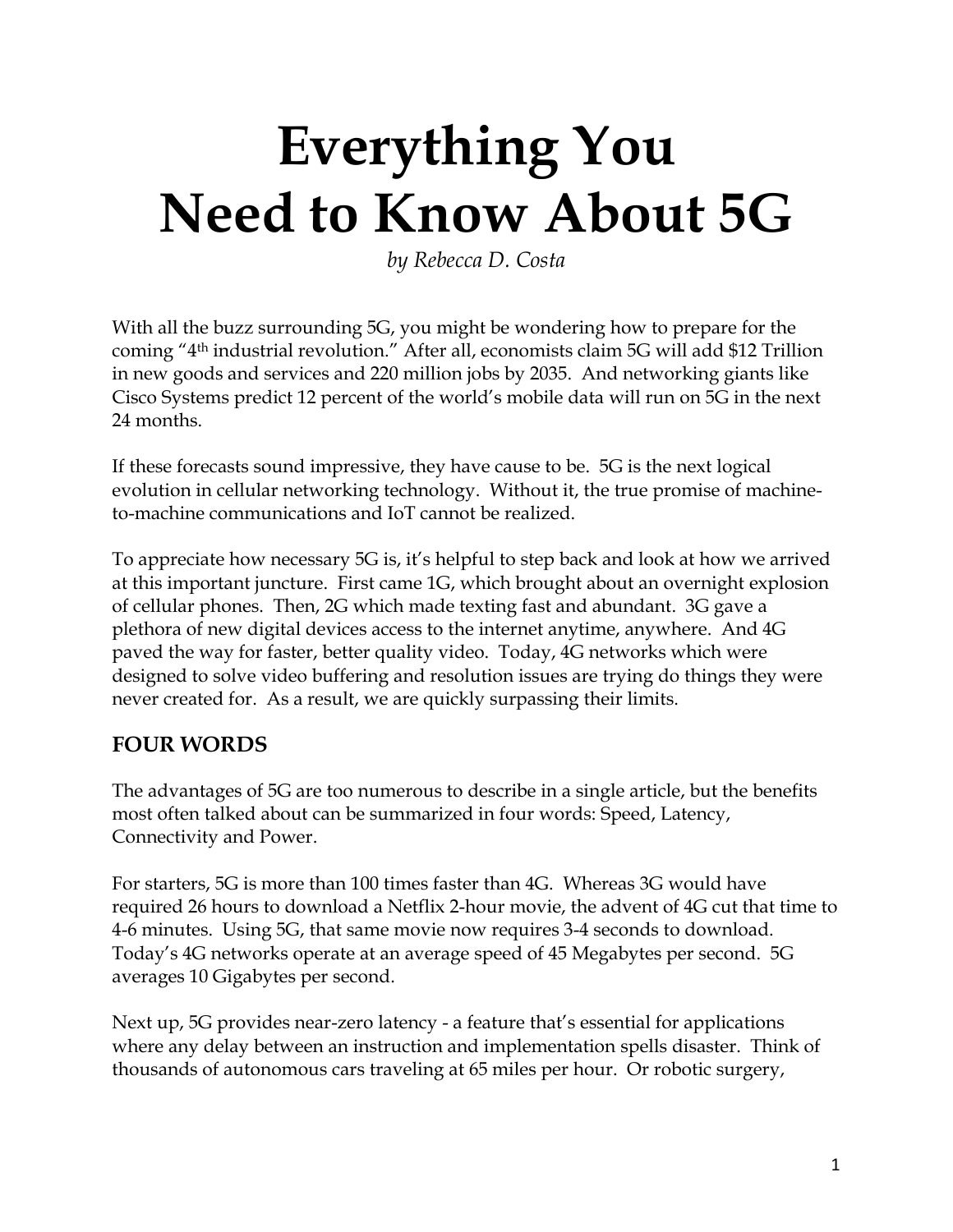# Everything You Need to Know About 5G

*by Rebecca D. Costa*

With all the buzz surrounding 5G, you might be wondering how to prepare for the coming "4th industrial revolution." After all, economists claim 5G will add $12 Trillion in new goods and services and 220 million jobs by 2035. And networking giants like Cisco Systems predict 12 percent of the world's mobile data will run on 5G in the next 24 months.

If these forecasts sound impressive, they have cause to be. 5G is the next logical evolution in cellular networking technology. Without it, the true promise of machine-to-machine communications and IoT cannot be realized.

To appreciate how necessary 5G is, it's helpful to step back and look at how we arrived at this important juncture. First came 1G, which brought about an overnight explosion of cellular phones. Then, 2G which made texting fast and abundant. 3G gave a plethora of new digital devices access to the internet anytime, anywhere. And 4G paved the way for faster, better quality video. Today, 4G networks which were designed to solve video buffering and resolution issues are trying do things they were never created for. As a result, we are quickly surpassing their limits.

## FOUR WORDS

The advantages of 5G are too numerous to describe in a single article, but the benefits most often talked about can be summarized in four words: Speed, Latency, Connectivity and Power.

For starters, 5G is more than 100 times faster than 4G. Whereas 3G would have required 26 hours to download a Netflix 2-hour movie, the advent of 4G cut that time to 4-6 minutes. Using 5G, that same movie now requires 3-4 seconds to download. Today's 4G networks operate at an average speed of 45 Megabytes per second. 5G averages 10 Gigabytes per second.

Next up, 5G provides near-zero latency - a feature that's essential for applications where any delay between an instruction and implementation spells disaster. Think of thousands of autonomous cars traveling at 65 miles per hour. Or robotic surgery,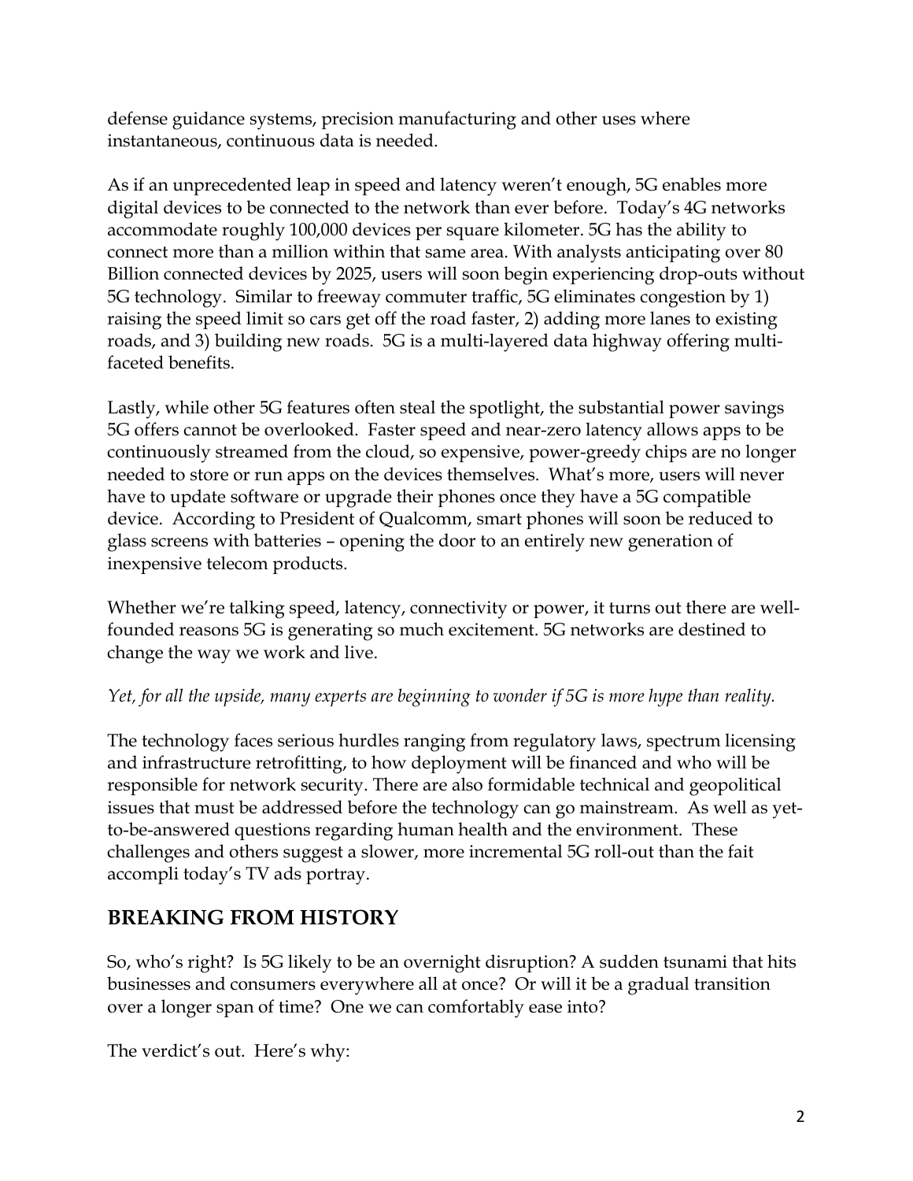defense guidance systems, precision manufacturing and other uses where instantaneous, continuous data is needed.

As if an unprecedented leap in speed and latency weren't enough, 5G enables more digital devices to be connected to the network than ever before. Today's 4G networks accommodate roughly 100,000 devices per square kilometer. 5G has the ability to connect more than a million within that same area. With analysts anticipating over 80 Billion connected devices by 2025, users will soon begin experiencing drop-outs without 5G technology. Similar to freeway commuter traffic, 5G eliminates congestion by 1) raising the speed limit so cars get off the road faster, 2) adding more lanes to existing roads, and 3) building new roads. 5G is a multi-layered data highway offering multi-faceted benefits.

Lastly, while other 5G features often steal the spotlight, the substantial power savings 5G offers cannot be overlooked. Faster speed and near-zero latency allows apps to be continuously streamed from the cloud, so expensive, power-greedy chips are no longer needed to store or run apps on the devices themselves. What's more, users will never have to update software or upgrade their phones once they have a 5G compatible device. According to President of Qualcomm, smart phones will soon be reduced to glass screens with batteries – opening the door to an entirely new generation of inexpensive telecom products.

Whether we're talking speed, latency, connectivity or power, it turns out there are well-founded reasons 5G is generating so much excitement. 5G networks are destined to change the way we work and live.

*Yet, for all the upside, many experts are beginning to wonder if 5G is more hype than reality.*

The technology faces serious hurdles ranging from regulatory laws, spectrum licensing and infrastructure retrofitting, to how deployment will be financed and who will be responsible for network security. There are also formidable technical and geopolitical issues that must be addressed before the technology can go mainstream. As well as yet-to-be-answered questions regarding human health and the environment. These challenges and others suggest a slower, more incremental 5G roll-out than the fait accompli today's TV ads portray.

## BREAKING FROM HISTORY

So, who's right? Is 5G likely to be an overnight disruption? A sudden tsunami that hits businesses and consumers everywhere all at once? Or will it be a gradual transition over a longer span of time? One we can comfortably ease into?

The verdict's out. Here's why: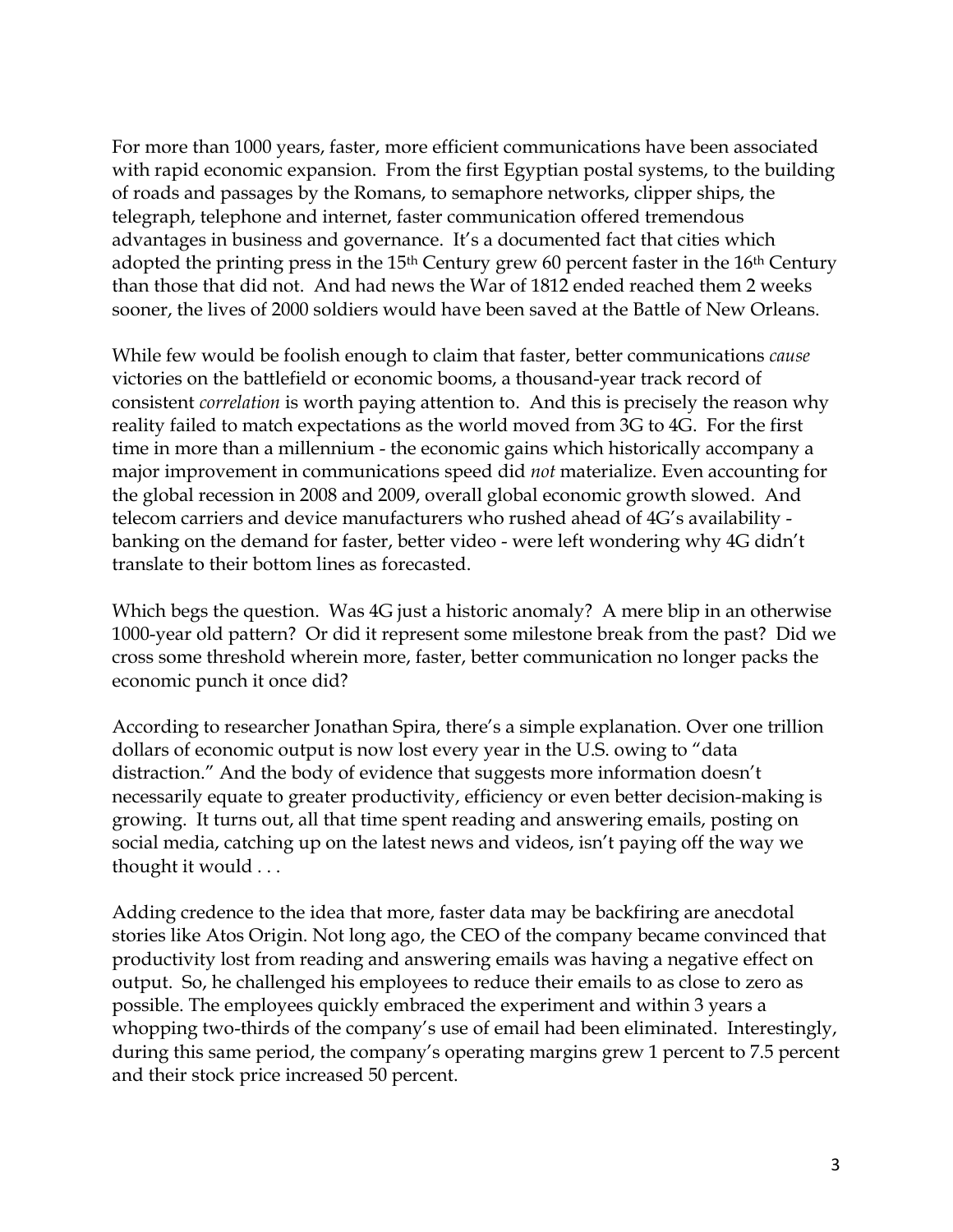For more than 1000 years, faster, more efficient communications have been associated with rapid economic expansion. From the first Egyptian postal systems, to the building of roads and passages by the Romans, to semaphore networks, clipper ships, the telegraph, telephone and internet, faster communication offered tremendous advantages in business and governance. It's a documented fact that cities which adopted the printing press in the 15th Century grew 60 percent faster in the 16th Century than those that did not. And had news the War of 1812 ended reached them 2 weeks sooner, the lives of 2000 soldiers would have been saved at the Battle of New Orleans.

While few would be foolish enough to claim that faster, better communications *cause* victories on the battlefield or economic booms, a thousand-year track record of consistent *correlation* is worth paying attention to. And this is precisely the reason why reality failed to match expectations as the world moved from 3G to 4G. For the first time in more than a millennium - the economic gains which historically accompany a major improvement in communications speed did *not* materialize. Even accounting for the global recession in 2008 and 2009, overall global economic growth slowed. And telecom carriers and device manufacturers who rushed ahead of 4G's availability - banking on the demand for faster, better video - were left wondering why 4G didn't translate to their bottom lines as forecasted.

Which begs the question. Was 4G just a historic anomaly? A mere blip in an otherwise 1000-year old pattern? Or did it represent some milestone break from the past? Did we cross some threshold wherein more, faster, better communication no longer packs the economic punch it once did?

According to researcher Jonathan Spira, there's a simple explanation. Over one trillion dollars of economic output is now lost every year in the U.S. owing to "data distraction." And the body of evidence that suggests more information doesn't necessarily equate to greater productivity, efficiency or even better decision-making is growing. It turns out, all that time spent reading and answering emails, posting on social media, catching up on the latest news and videos, isn't paying off the way we thought it would . . .

Adding credence to the idea that more, faster data may be backfiring are anecdotal stories like Atos Origin. Not long ago, the CEO of the company became convinced that productivity lost from reading and answering emails was having a negative effect on output. So, he challenged his employees to reduce their emails to as close to zero as possible. The employees quickly embraced the experiment and within 3 years a whopping two-thirds of the company's use of email had been eliminated. Interestingly, during this same period, the company's operating margins grew 1 percent to 7.5 percent and their stock price increased 50 percent.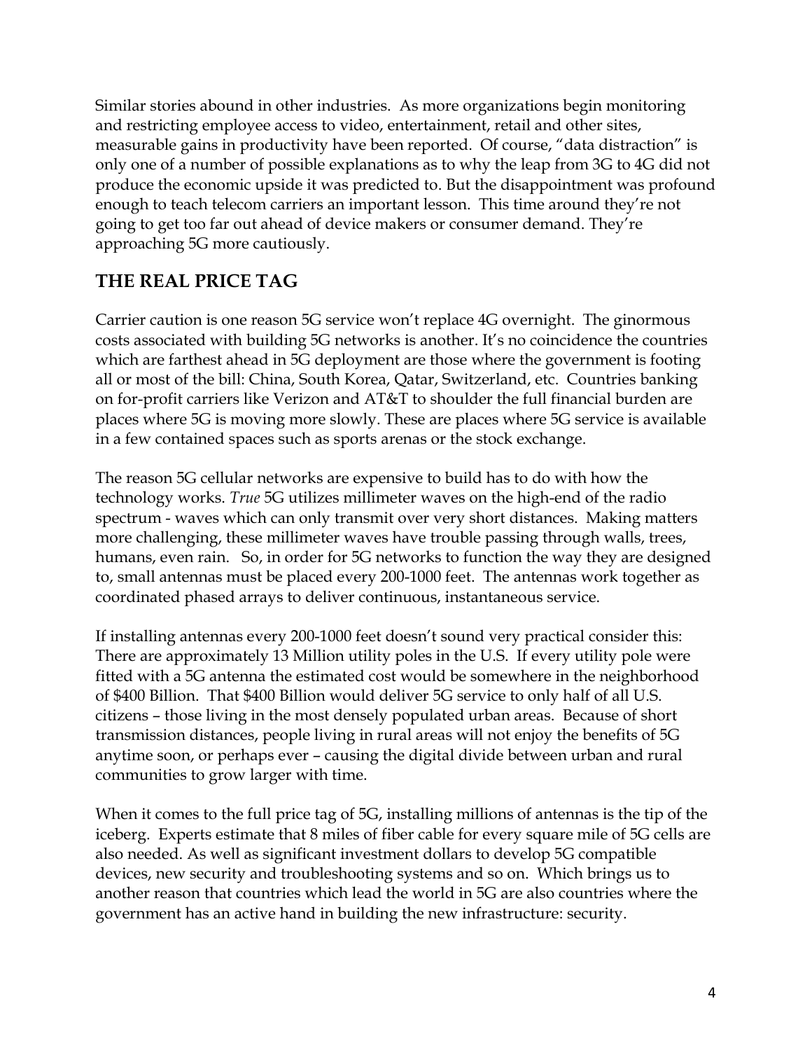Similar stories abound in other industries. As more organizations begin monitoring and restricting employee access to video, entertainment, retail and other sites, measurable gains in productivity have been reported. Of course, "data distraction" is only one of a number of possible explanations as to why the leap from 3G to 4G did not produce the economic upside it was predicted to. But the disappointment was profound enough to teach telecom carriers an important lesson. This time around they're not going to get too far out ahead of device makers or consumer demand. They're approaching 5G more cautiously.

## THE REAL PRICE TAG

Carrier caution is one reason 5G service won't replace 4G overnight. The ginormous costs associated with building 5G networks is another. It's no coincidence the countries which are farthest ahead in 5G deployment are those where the government is footing all or most of the bill: China, South Korea, Qatar, Switzerland, etc. Countries banking on for-profit carriers like Verizon and AT&T to shoulder the full financial burden are places where 5G is moving more slowly. These are places where 5G service is available in a few contained spaces such as sports arenas or the stock exchange.

The reason 5G cellular networks are expensive to build has to do with how the technology works. *True* 5G utilizes millimeter waves on the high-end of the radio spectrum - waves which can only transmit over very short distances. Making matters more challenging, these millimeter waves have trouble passing through walls, trees, humans, even rain. So, in order for 5G networks to function the way they are designed to, small antennas must be placed every 200-1000 feet. The antennas work together as coordinated phased arrays to deliver continuous, instantaneous service.

If installing antennas every 200-1000 feet doesn't sound very practical consider this: There are approximately 13 Million utility poles in the U.S. If every utility pole were fitted with a 5G antenna the estimated cost would be somewhere in the neighborhood of $400 Billion. That $400 Billion would deliver 5G service to only half of all U.S. citizens – those living in the most densely populated urban areas. Because of short transmission distances, people living in rural areas will not enjoy the benefits of 5G anytime soon, or perhaps ever – causing the digital divide between urban and rural communities to grow larger with time.

When it comes to the full price tag of 5G, installing millions of antennas is the tip of the iceberg. Experts estimate that 8 miles of fiber cable for every square mile of 5G cells are also needed. As well as significant investment dollars to develop 5G compatible devices, new security and troubleshooting systems and so on. Which brings us to another reason that countries which lead the world in 5G are also countries where the government has an active hand in building the new infrastructure: security.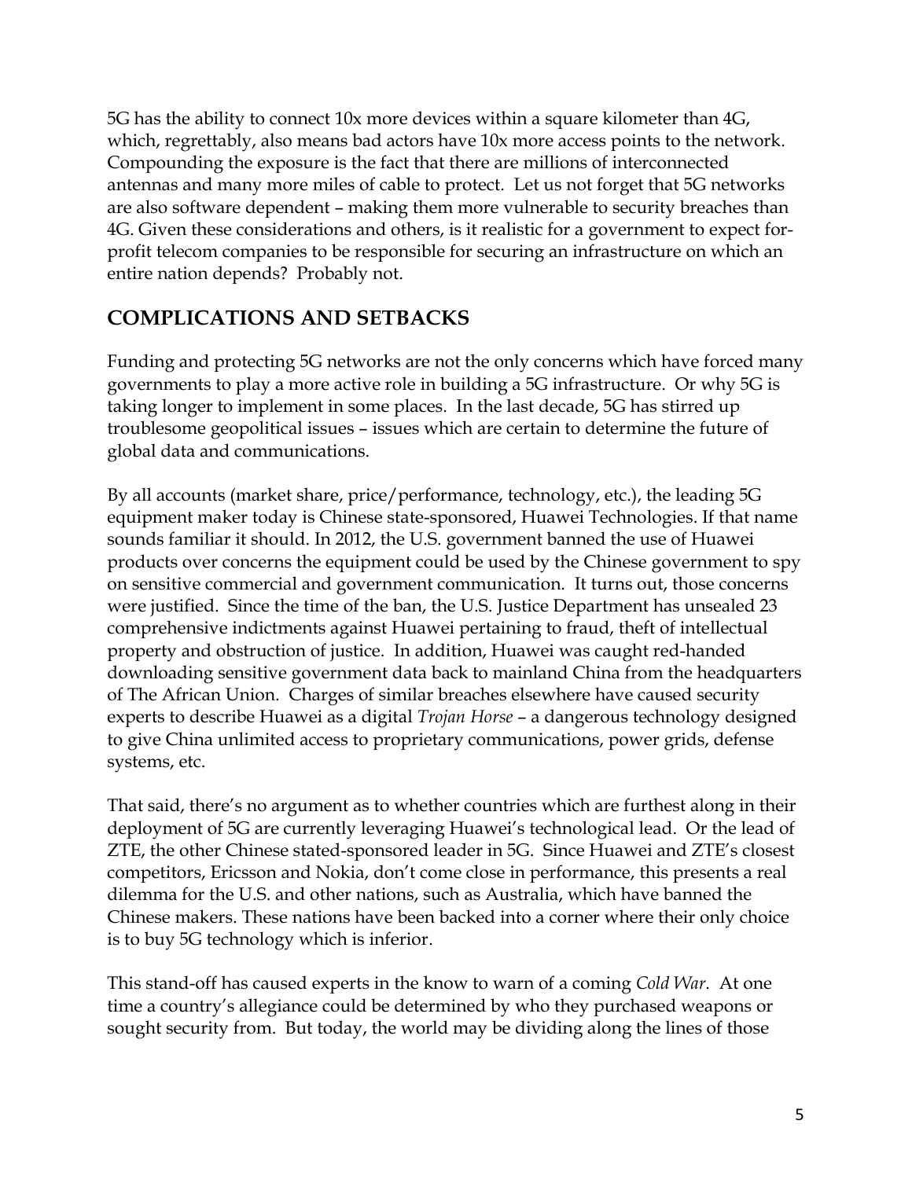5G has the ability to connect 10x more devices within a square kilometer than 4G, which, regrettably, also means bad actors have 10x more access points to the network. Compounding the exposure is the fact that there are millions of interconnected antennas and many more miles of cable to protect. Let us not forget that 5G networks are also software dependent – making them more vulnerable to security breaches than 4G. Given these considerations and others, is it realistic for a government to expect for-profit telecom companies to be responsible for securing an infrastructure on which an entire nation depends? Probably not.

## COMPLICATIONS AND SETBACKS

Funding and protecting 5G networks are not the only concerns which have forced many governments to play a more active role in building a 5G infrastructure. Or why 5G is taking longer to implement in some places. In the last decade, 5G has stirred up troublesome geopolitical issues – issues which are certain to determine the future of global data and communications.

By all accounts (market share, price/performance, technology, etc.), the leading 5G equipment maker today is Chinese state-sponsored, Huawei Technologies. If that name sounds familiar it should. In 2012, the U.S. government banned the use of Huawei products over concerns the equipment could be used by the Chinese government to spy on sensitive commercial and government communication. It turns out, those concerns were justified. Since the time of the ban, the U.S. Justice Department has unsealed 23 comprehensive indictments against Huawei pertaining to fraud, theft of intellectual property and obstruction of justice. In addition, Huawei was caught red-handed downloading sensitive government data back to mainland China from the headquarters of The African Union. Charges of similar breaches elsewhere have caused security experts to describe Huawei as a digital *Trojan Horse* – a dangerous technology designed to give China unlimited access to proprietary communications, power grids, defense systems, etc.

That said, there's no argument as to whether countries which are furthest along in their deployment of 5G are currently leveraging Huawei's technological lead. Or the lead of ZTE, the other Chinese stated-sponsored leader in 5G. Since Huawei and ZTE's closest competitors, Ericsson and Nokia, don't come close in performance, this presents a real dilemma for the U.S. and other nations, such as Australia, which have banned the Chinese makers. These nations have been backed into a corner where their only choice is to buy 5G technology which is inferior.

This stand-off has caused experts in the know to warn of a coming *Cold War*. At one time a country's allegiance could be determined by who they purchased weapons or sought security from. But today, the world may be dividing along the lines of those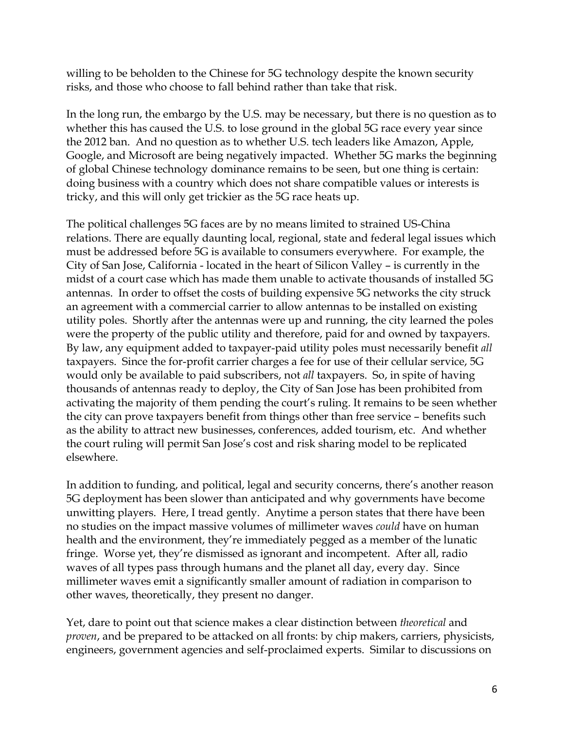willing to be beholden to the Chinese for 5G technology despite the known security risks, and those who choose to fall behind rather than take that risk.

In the long run, the embargo by the U.S. may be necessary, but there is no question as to whether this has caused the U.S. to lose ground in the global 5G race every year since the 2012 ban. And no question as to whether U.S. tech leaders like Amazon, Apple, Google, and Microsoft are being negatively impacted. Whether 5G marks the beginning of global Chinese technology dominance remains to be seen, but one thing is certain: doing business with a country which does not share compatible values or interests is tricky, and this will only get trickier as the 5G race heats up.

The political challenges 5G faces are by no means limited to strained US-China relations. There are equally daunting local, regional, state and federal legal issues which must be addressed before 5G is available to consumers everywhere. For example, the City of San Jose, California - located in the heart of Silicon Valley – is currently in the midst of a court case which has made them unable to activate thousands of installed 5G antennas. In order to offset the costs of building expensive 5G networks the city struck an agreement with a commercial carrier to allow antennas to be installed on existing utility poles. Shortly after the antennas were up and running, the city learned the poles were the property of the public utility and therefore, paid for and owned by taxpayers. By law, any equipment added to taxpayer-paid utility poles must necessarily benefit *all* taxpayers. Since the for-profit carrier charges a fee for use of their cellular service, 5G would only be available to paid subscribers, not *all* taxpayers. So, in spite of having thousands of antennas ready to deploy, the City of San Jose has been prohibited from activating the majority of them pending the court's ruling. It remains to be seen whether the city can prove taxpayers benefit from things other than free service – benefits such as the ability to attract new businesses, conferences, added tourism, etc. And whether the court ruling will permit San Jose's cost and risk sharing model to be replicated elsewhere.

In addition to funding, and political, legal and security concerns, there's another reason 5G deployment has been slower than anticipated and why governments have become unwitting players. Here, I tread gently. Anytime a person states that there have been no studies on the impact massive volumes of millimeter waves *could* have on human health and the environment, they're immediately pegged as a member of the lunatic fringe. Worse yet, they're dismissed as ignorant and incompetent. After all, radio waves of all types pass through humans and the planet all day, every day. Since millimeter waves emit a significantly smaller amount of radiation in comparison to other waves, theoretically, they present no danger.

Yet, dare to point out that science makes a clear distinction between *theoretical* and *proven*, and be prepared to be attacked on all fronts: by chip makers, carriers, physicists, engineers, government agencies and self-proclaimed experts. Similar to discussions on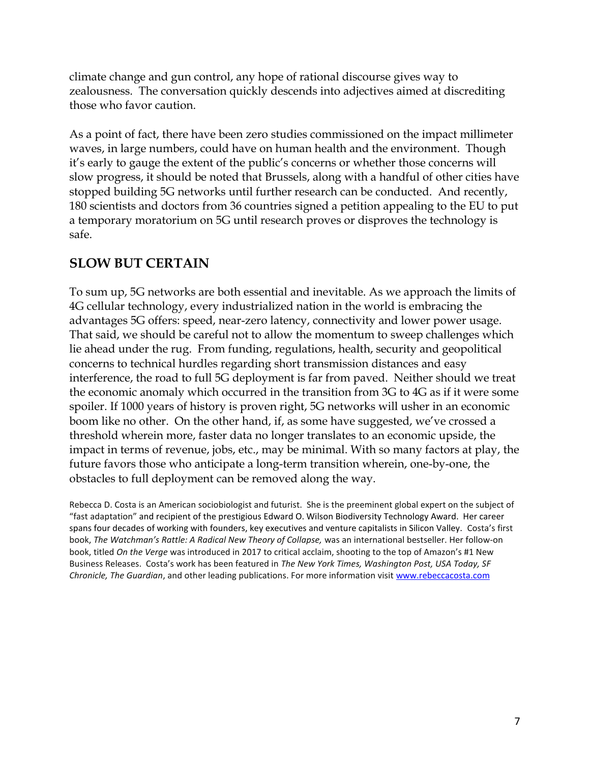climate change and gun control, any hope of rational discourse gives way to zealousness. The conversation quickly descends into adjectives aimed at discrediting those who favor caution.

As a point of fact, there have been zero studies commissioned on the impact millimeter waves, in large numbers, could have on human health and the environment. Though it's early to gauge the extent of the public's concerns or whether those concerns will slow progress, it should be noted that Brussels, along with a handful of other cities have stopped building 5G networks until further research can be conducted. And recently, 180 scientists and doctors from 36 countries signed a petition appealing to the EU to put a temporary moratorium on 5G until research proves or disproves the technology is safe.

## SLOW BUT CERTAIN

To sum up, 5G networks are both essential and inevitable. As we approach the limits of 4G cellular technology, every industrialized nation in the world is embracing the advantages 5G offers: speed, near-zero latency, connectivity and lower power usage. That said, we should be careful not to allow the momentum to sweep challenges which lie ahead under the rug. From funding, regulations, health, security and geopolitical concerns to technical hurdles regarding short transmission distances and easy interference, the road to full 5G deployment is far from paved. Neither should we treat the economic anomaly which occurred in the transition from 3G to 4G as if it were some spoiler. If 1000 years of history is proven right, 5G networks will usher in an economic boom like no other. On the other hand, if, as some have suggested, we've crossed a threshold wherein more, faster data no longer translates to an economic upside, the impact in terms of revenue, jobs, etc., may be minimal. With so many factors at play, the future favors those who anticipate a long-term transition wherein, one-by-one, the obstacles to full deployment can be removed along the way.

Rebecca D. Costa is an American sociobiologist and futurist. She is the preeminent global expert on the subject of "fast adaptation" and recipient of the prestigious Edward O. Wilson Biodiversity Technology Award. Her career spans four decades of working with founders, key executives and venture capitalists in Silicon Valley. Costa's first book, *The Watchman's Rattle: A Radical New Theory of Collapse,* was an international bestseller. Her follow-on book, titled *On the Verge* was introduced in 2017 to critical acclaim, shooting to the top of Amazon's #1 New Business Releases. Costa's work has been featured in *The New York Times, Washington Post, USA Today, SF Chronicle, The Guardian*, and other leading publications. For more information visit [www.rebeccacosta.com](www.rebeccacosta.com)